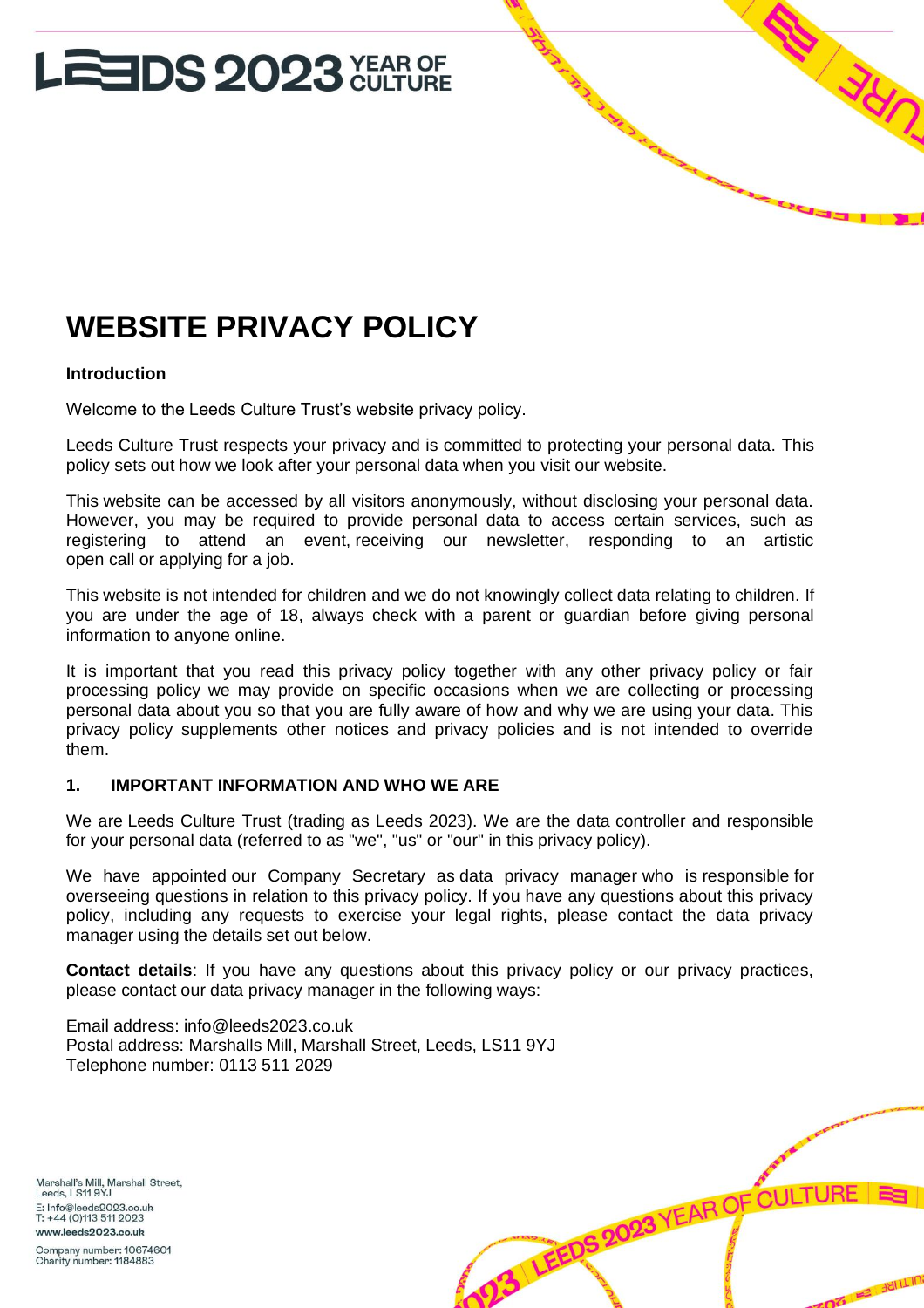# WEBSITE PRIVACY POLICY

**Introduction**

Welcome to the Leeds Culture Trust's website privacy policy.

Leeds Culture Trust respects your privacy and is committed to protecting your personal data. This policy sets out how we look after your personal data when you visit our website.

This website can be accessed by all visitors anonymously, without disclosing your personal data. However, you may be required to provide personal data to access certain services, such as registering to attend an event, receiving our newsletter, responding to an artistic open call or applying for a job.

This website is not intended for children and we do not knowingly collect data relating to children. If you are under the age of 18, always check with a parent or guardian before giving personal information to anyone online.

It is important that you read this privacy policy together with any other privacy policy or fair processing policy we may provide on specific occasions when we are collecting or processing personal data about you so that you are fully aware of how and why we are using your data. This privacy policy supplements other notices and privacy policies and is not intended to override them.

## 1. IMPORTANT INFORMATION AND WHO WE ARE

We are Leeds Culture Trust (trading as Leeds 2023). We are the data controller and responsible for your personal data (referred to as "we", "us" or "our" in this privacy policy).

We have appointed our Company Secretary as data privacy manager who is responsible for overseeing questions in relation to this privacy policy. If you have any questions about this privacy policy, including any requests to exercise your legal rights, please contact the data privacy manager using the details set out below.

**Contact details**: If you have any questions about this privacy policy or our privacy practices, please contact our data privacy manager in the following ways:

Email address: info@leeds2023.co.uk
Postal address: Marshalls Mill, Marshall Street, Leeds, LS11 9YJ
Telephone number: 0113 511 2029

Marshall's Mill, Marshall Street, Leeds, LS11 9YJ
E: Info@leeds2023.co.uk
T: +44 (0)113 511 2023
www.leeds2023.co.uk

Company number: 10674601
Charity number: 1184883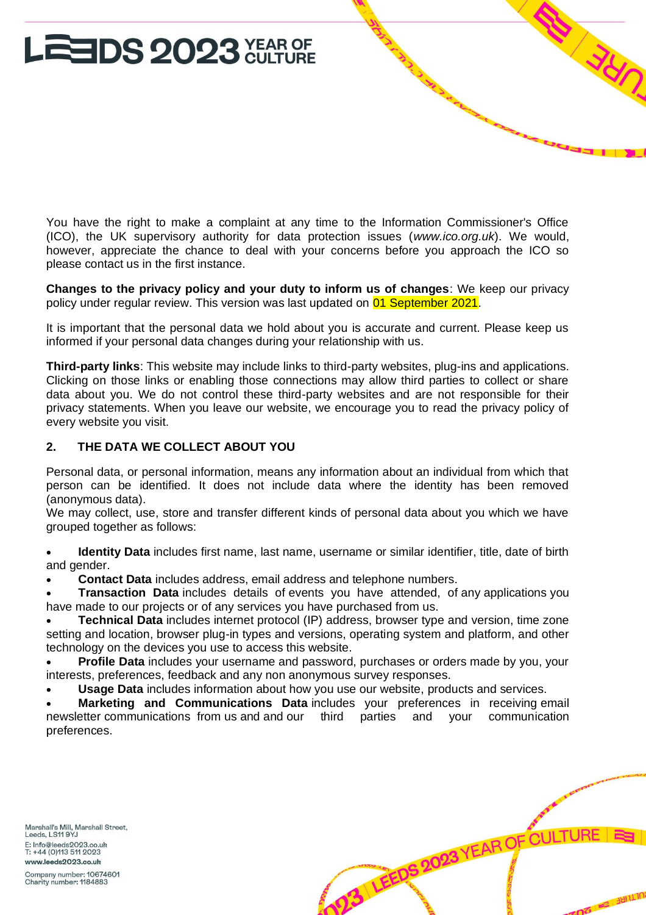You have the right to make a complaint at any time to the Information Commissioner's Office (ICO), the UK supervisory authority for data protection issues (*www.ico.org.uk*). We would, however, appreciate the chance to deal with your concerns before you approach the ICO so please contact us in the first instance.

**Changes to the privacy policy and your duty to inform us of changes**: We keep our privacy policy under regular review. This version was last updated on 01 September 2021.

It is important that the personal data we hold about you is accurate and current. Please keep us informed if your personal data changes during your relationship with us.

**Third-party links**: This website may include links to third-party websites, plug-ins and applications. Clicking on those links or enabling those connections may allow third parties to collect or share data about you. We do not control these third-party websites and are not responsible for their privacy statements. When you leave our website, we encourage you to read the privacy policy of every website you visit.

## 2. THE DATA WE COLLECT ABOUT YOU

Personal data, or personal information, means any information about an individual from which that person can be identified. It does not include data where the identity has been removed (anonymous data).
We may collect, use, store and transfer different kinds of personal data about you which we have grouped together as follows:

- **Identity Data** includes first name, last name, username or similar identifier, title, date of birth and gender.
- **Contact Data** includes address, email address and telephone numbers.
- **Transaction Data** includes details of events you have attended, of any applications you have made to our projects or of any services you have purchased from us.
- **Technical Data** includes internet protocol (IP) address, browser type and version, time zone setting and location, browser plug-in types and versions, operating system and platform, and other technology on the devices you use to access this website.
- **Profile Data** includes your username and password, purchases or orders made by you, your interests, preferences, feedback and any non anonymous survey responses.
- **Usage Data** includes information about how you use our website, products and services.
- **Marketing and Communications Data** includes your preferences in receiving email newsletter communications from us and and our third parties and your communication preferences.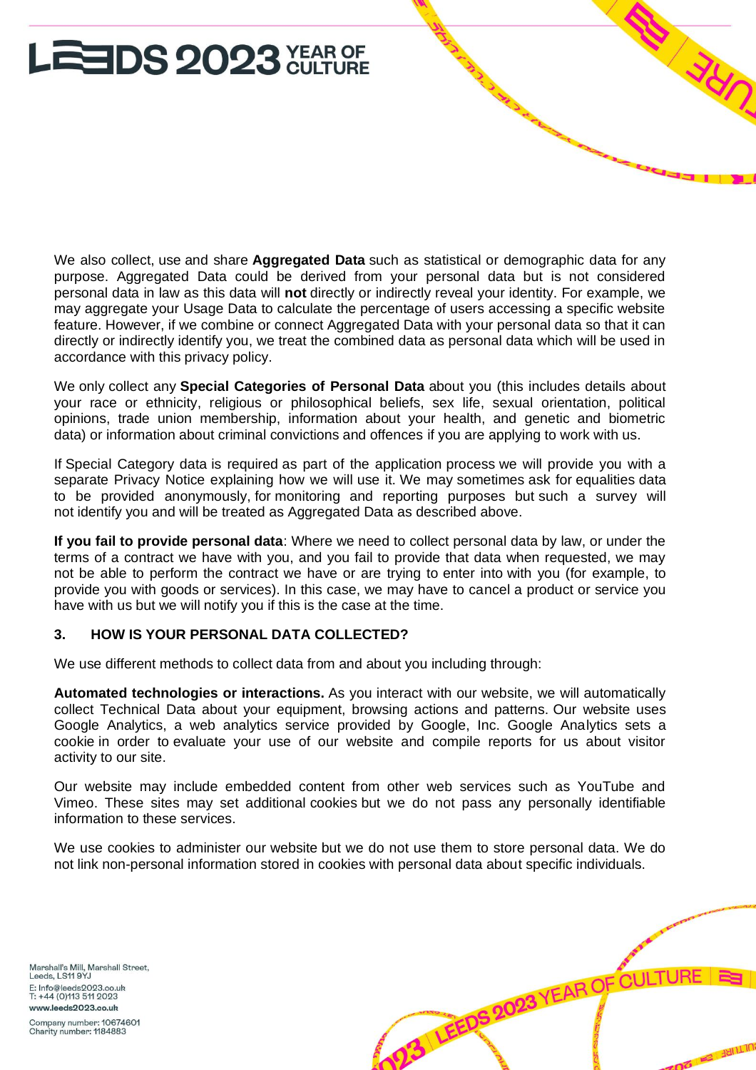We also collect, use and share **Aggregated Data** such as statistical or demographic data for any purpose. Aggregated Data could be derived from your personal data but is not considered personal data in law as this data will **not** directly or indirectly reveal your identity. For example, we may aggregate your Usage Data to calculate the percentage of users accessing a specific website feature. However, if we combine or connect Aggregated Data with your personal data so that it can directly or indirectly identify you, we treat the combined data as personal data which will be used in accordance with this privacy policy.

We only collect any **Special Categories of Personal Data** about you (this includes details about your race or ethnicity, religious or philosophical beliefs, sex life, sexual orientation, political opinions, trade union membership, information about your health, and genetic and biometric data) or information about criminal convictions and offences if you are applying to work with us.

If Special Category data is required as part of the application process we will provide you with a separate Privacy Notice explaining how we will use it. We may sometimes ask for equalities data to be provided anonymously, for monitoring and reporting purposes but such a survey will not identify you and will be treated as Aggregated Data as described above.

**If you fail to provide personal data**: Where we need to collect personal data by law, or under the terms of a contract we have with you, and you fail to provide that data when requested, we may not be able to perform the contract we have or are trying to enter into with you (for example, to provide you with goods or services). In this case, we may have to cancel a product or service you have with us but we will notify you if this is the case at the time.

## 3. HOW IS YOUR PERSONAL DATA COLLECTED?

We use different methods to collect data from and about you including through:

**Automated technologies or interactions.** As you interact with our website, we will automatically collect Technical Data about your equipment, browsing actions and patterns. Our website uses Google Analytics, a web analytics service provided by Google, Inc. Google Analytics sets a cookie in order to evaluate your use of our website and compile reports for us about visitor activity to our site.

Our website may include embedded content from other web services such as YouTube and Vimeo. These sites may set additional cookies but we do not pass any personally identifiable information to these services.

We use cookies to administer our website but we do not use them to store personal data. We do not link non-personal information stored in cookies with personal data about specific individuals.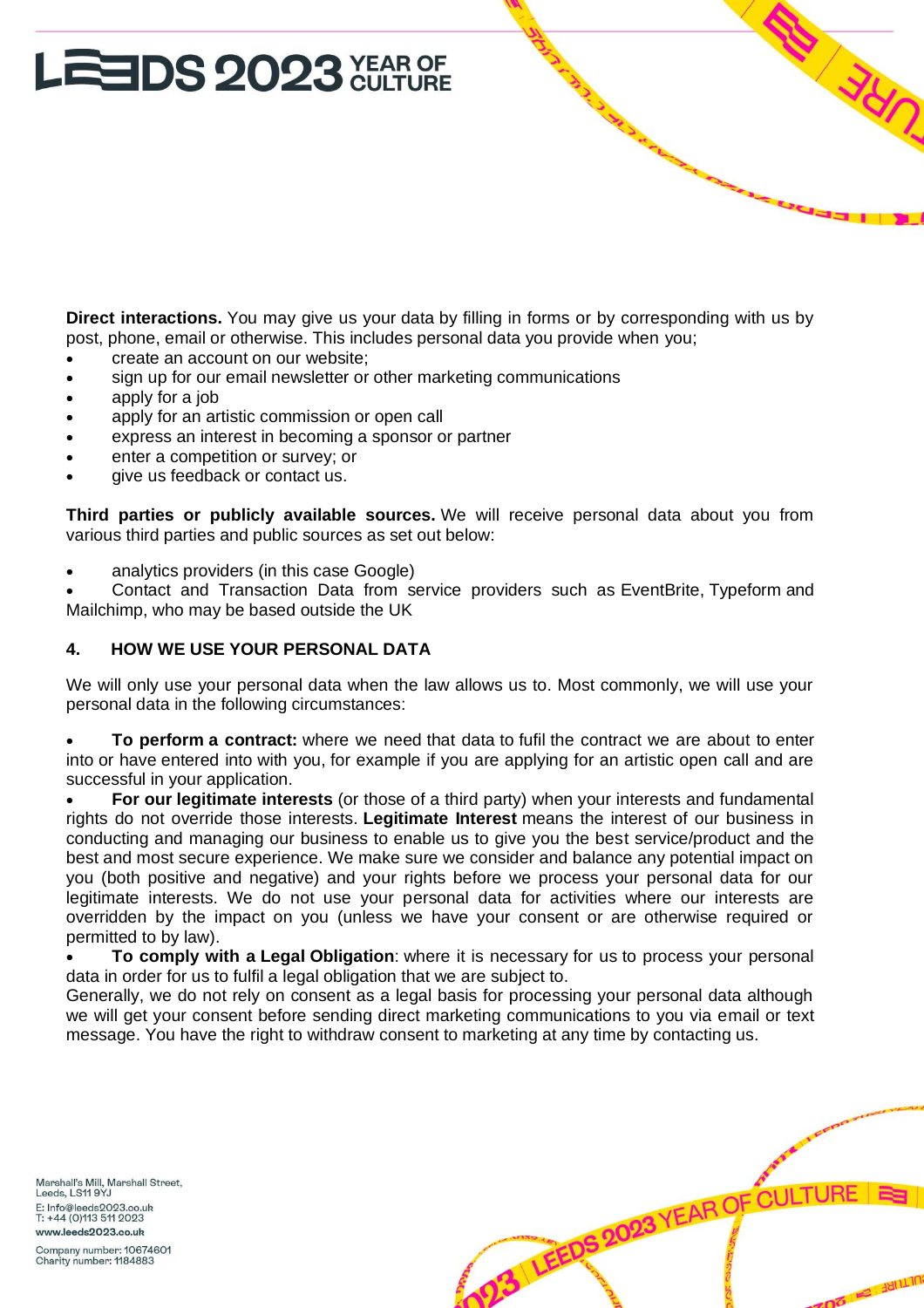**Direct interactions.** You may give us your data by filling in forms or by corresponding with us by post, phone, email or otherwise. This includes personal data you provide when you;

- create an account on our website;
- sign up for our email newsletter or other marketing communications
- apply for a job
- apply for an artistic commission or open call
- express an interest in becoming a sponsor or partner
- enter a competition or survey; or
- give us feedback or contact us.

**Third parties or publicly available sources.** We will receive personal data about you from various third parties and public sources as set out below:

- analytics providers (in this case Google)
- Contact and Transaction Data from service providers such as EventBrite, Typeform and Mailchimp, who may be based outside the UK

## 4. HOW WE USE YOUR PERSONAL DATA

We will only use your personal data when the law allows us to. Most commonly, we will use your personal data in the following circumstances:

- **To perform a contract:** where we need that data to fufil the contract we are about to enter into or have entered into with you, for example if you are applying for an artistic open call and are successful in your application.
- **For our legitimate interests** (or those of a third party) when your interests and fundamental rights do not override those interests. **Legitimate Interest** means the interest of our business in conducting and managing our business to enable us to give you the best service/product and the best and most secure experience. We make sure we consider and balance any potential impact on you (both positive and negative) and your rights before we process your personal data for our legitimate interests. We do not use your personal data for activities where our interests are overridden by the impact on you (unless we have your consent or are otherwise required or permitted to by law).
- **To comply with a Legal Obligation**: where it is necessary for us to process your personal data in order for us to fulfil a legal obligation that we are subject to.

Generally, we do not rely on consent as a legal basis for processing your personal data although we will get your consent before sending direct marketing communications to you via email or text message. You have the right to withdraw consent to marketing at any time by contacting us.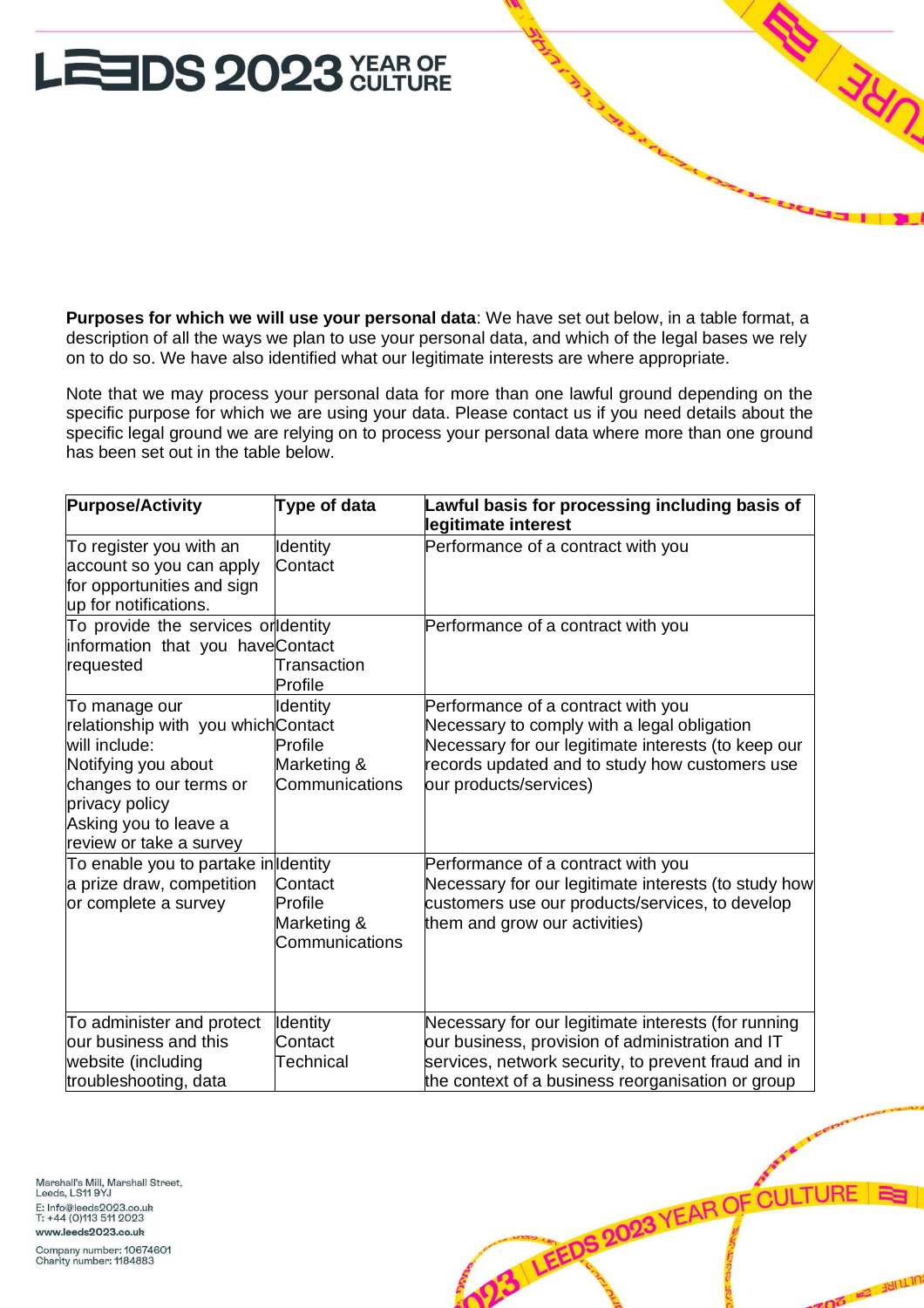**Purposes for which we will use your personal data**: We have set out below, in a table format, a description of all the ways we plan to use your personal data, and which of the legal bases we rely on to do so. We have also identified what our legitimate interests are where appropriate.

Note that we may process your personal data for more than one lawful ground depending on the specific purpose for which we are using your data. Please contact us if you need details about the specific legal ground we are relying on to process your personal data where more than one ground has been set out in the table below.

| **Purpose/Activity** | **Type of data** | **Lawful basis for processing including basis of legitimate interest** |
|---|---|---|
| To register you with an account so you can apply for opportunities and sign up for notifications. | Identity<br>Contact | Performance of a contract with you |
| To provide the services or information that you have requested | Identity<br>Contact<br>Transaction<br>Profile | Performance of a contract with you |
| To manage our relationship with you which will include:<br>Notifying you about changes to our terms or privacy policy<br>Asking you to leave a review or take a survey | Identity<br>Contact<br>Profile<br>Marketing & Communications | Performance of a contract with you<br>Necessary to comply with a legal obligation<br>Necessary for our legitimate interests (to keep our records updated and to study how customers use our products/services) |
| To enable you to partake in a prize draw, competition or complete a survey | Identity<br>Contact<br>Profile<br>Marketing & Communications | Performance of a contract with you<br>Necessary for our legitimate interests (to study how customers use our products/services, to develop them and grow our activities) |
| To administer and protect our business and this website (including troubleshooting, data | Identity<br>Contact<br>Technical | Necessary for our legitimate interests (for running our business, provision of administration and IT services, network security, to prevent fraud and in the context of a business reorganisation or group |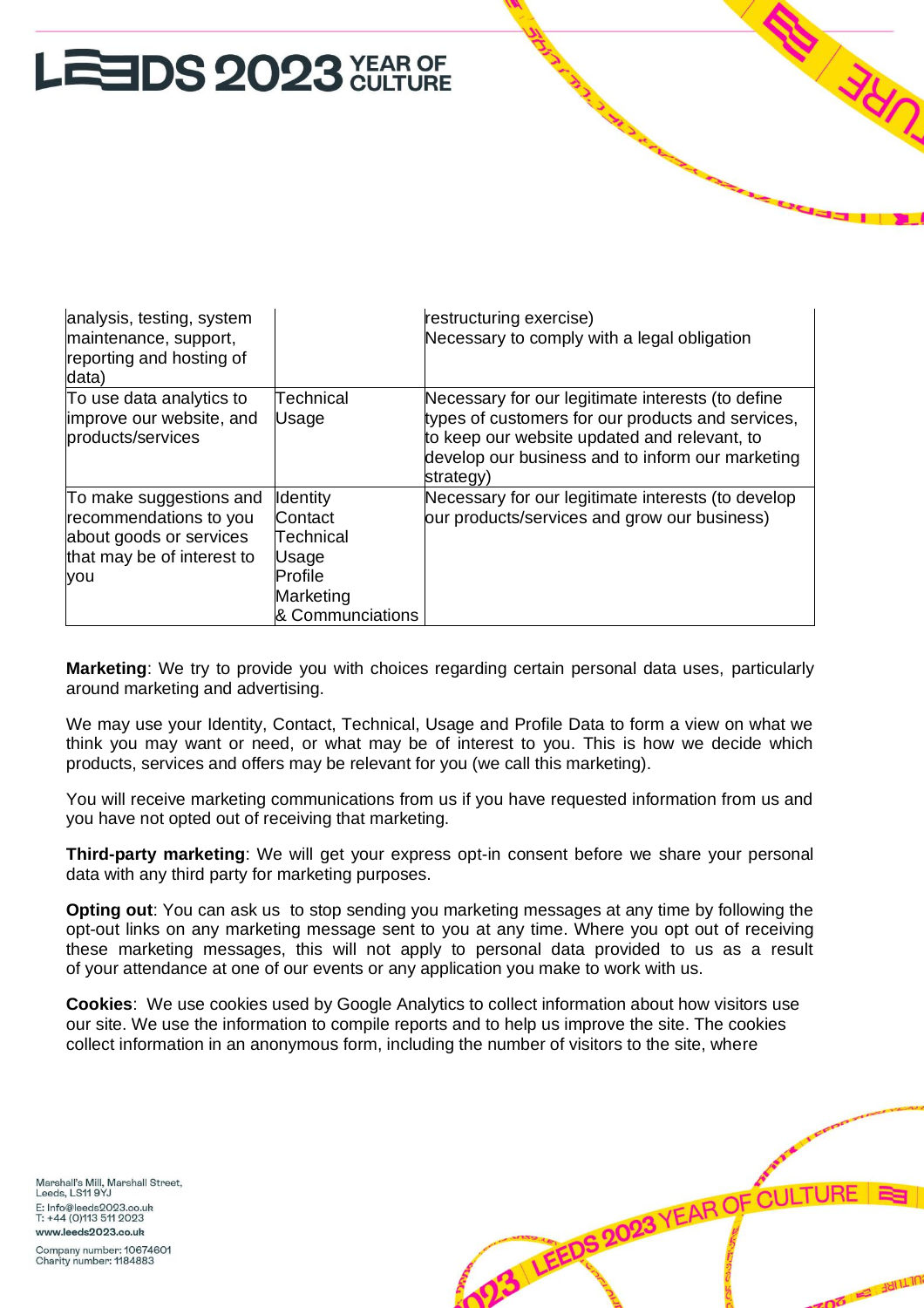| | | |
|---|---|---|
| analysis, testing, system maintenance, support, reporting and hosting of data) | | restructuring exercise)<br>Necessary to comply with a legal obligation |
| To use data analytics to improve our website, and products/services | Technical<br>Usage | Necessary for our legitimate interests (to define types of customers for our products and services, to keep our website updated and relevant, to develop our business and to inform our marketing strategy) |
| To make suggestions and recommendations to you about goods or services that may be of interest to you | Identity<br>Contact<br>Technical<br>Usage<br>Profile<br>Marketing<br>& Communciations | Necessary for our legitimate interests (to develop our products/services and grow our business) |

**Marketing**: We try to provide you with choices regarding certain personal data uses, particularly around marketing and advertising.

We may use your Identity, Contact, Technical, Usage and Profile Data to form a view on what we think you may want or need, or what may be of interest to you. This is how we decide which products, services and offers may be relevant for you (we call this marketing).

You will receive marketing communications from us if you have requested information from us and you have not opted out of receiving that marketing.

**Third-party marketing**: We will get your express opt-in consent before we share your personal data with any third party for marketing purposes.

**Opting out**: You can ask us to stop sending you marketing messages at any time by following the opt-out links on any marketing message sent to you at any time. Where you opt out of receiving these marketing messages, this will not apply to personal data provided to us as a result of your attendance at one of our events or any application you make to work with us.

**Cookies**: We use cookies used by Google Analytics to collect information about how visitors use our site. We use the information to compile reports and to help us improve the site. The cookies collect information in an anonymous form, including the number of visitors to the site, where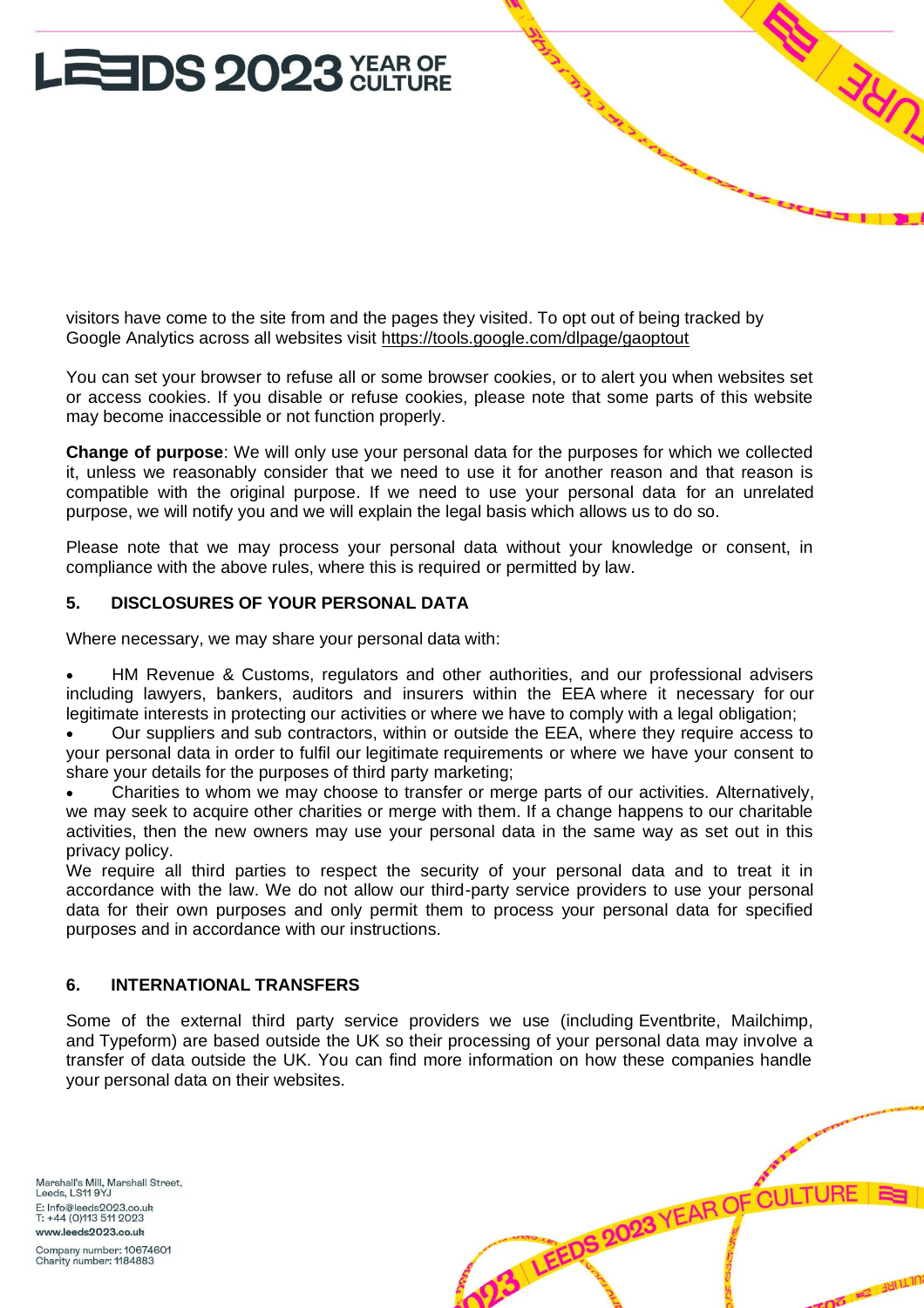visitors have come to the site from and the pages they visited. To opt out of being tracked by Google Analytics across all websites visit https://tools.google.com/dlpage/gaoptout

You can set your browser to refuse all or some browser cookies, or to alert you when websites set or access cookies. If you disable or refuse cookies, please note that some parts of this website may become inaccessible or not function properly.

**Change of purpose**: We will only use your personal data for the purposes for which we collected it, unless we reasonably consider that we need to use it for another reason and that reason is compatible with the original purpose. If we need to use your personal data for an unrelated purpose, we will notify you and we will explain the legal basis which allows us to do so.

Please note that we may process your personal data without your knowledge or consent, in compliance with the above rules, where this is required or permitted by law.

## 5. DISCLOSURES OF YOUR PERSONAL DATA

Where necessary, we may share your personal data with:

- HM Revenue & Customs, regulators and other authorities, and our professional advisers including lawyers, bankers, auditors and insurers within the EEA where it necessary for our legitimate interests in protecting our activities or where we have to comply with a legal obligation;
- Our suppliers and sub contractors, within or outside the EEA, where they require access to your personal data in order to fulfil our legitimate requirements or where we have your consent to share your details for the purposes of third party marketing;
- Charities to whom we may choose to transfer or merge parts of our activities. Alternatively, we may seek to acquire other charities or merge with them. If a change happens to our charitable activities, then the new owners may use your personal data in the same way as set out in this privacy policy.

We require all third parties to respect the security of your personal data and to treat it in accordance with the law. We do not allow our third-party service providers to use your personal data for their own purposes and only permit them to process your personal data for specified purposes and in accordance with our instructions.

## 6. INTERNATIONAL TRANSFERS

Some of the external third party service providers we use (including Eventbrite, Mailchimp, and Typeform) are based outside the UK so their processing of your personal data may involve a transfer of data outside the UK. You can find more information on how these companies handle your personal data on their websites.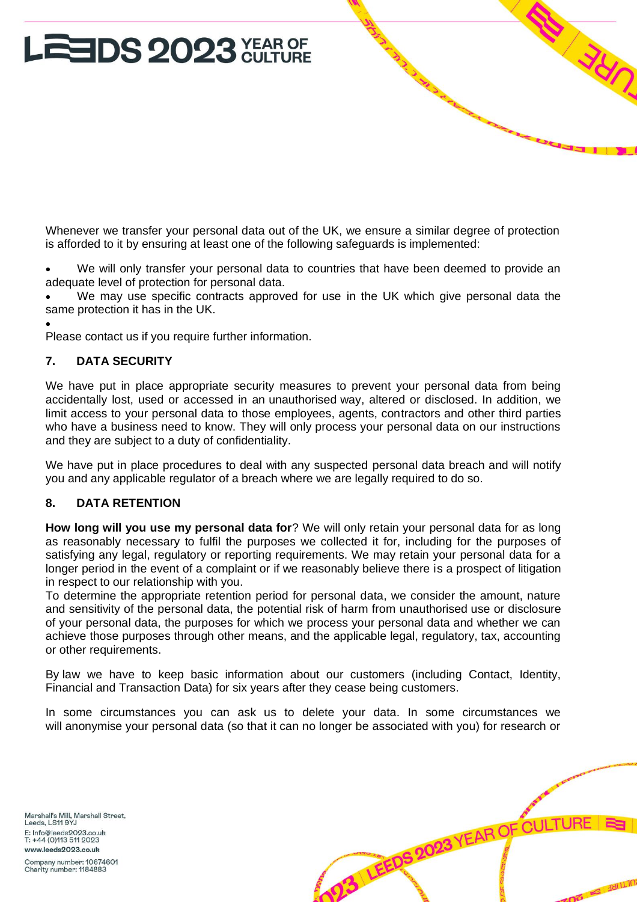Whenever we transfer your personal data out of the UK, we ensure a similar degree of protection is afforded to it by ensuring at least one of the following safeguards is implemented:

- We will only transfer your personal data to countries that have been deemed to provide an adequate level of protection for personal data.
- We may use specific contracts approved for use in the UK which give personal data the same protection it has in the UK.
- 

Please contact us if you require further information.

## 7. DATA SECURITY

We have put in place appropriate security measures to prevent your personal data from being accidentally lost, used or accessed in an unauthorised way, altered or disclosed. In addition, we limit access to your personal data to those employees, agents, contractors and other third parties who have a business need to know. They will only process your personal data on our instructions and they are subject to a duty of confidentiality.

We have put in place procedures to deal with any suspected personal data breach and will notify you and any applicable regulator of a breach where we are legally required to do so.

## 8. DATA RETENTION

**How long will you use my personal data for**? We will only retain your personal data for as long as reasonably necessary to fulfil the purposes we collected it for, including for the purposes of satisfying any legal, regulatory or reporting requirements. We may retain your personal data for a longer period in the event of a complaint or if we reasonably believe there is a prospect of litigation in respect to our relationship with you.
To determine the appropriate retention period for personal data, we consider the amount, nature and sensitivity of the personal data, the potential risk of harm from unauthorised use or disclosure of your personal data, the purposes for which we process your personal data and whether we can achieve those purposes through other means, and the applicable legal, regulatory, tax, accounting or other requirements.

By law we have to keep basic information about our customers (including Contact, Identity, Financial and Transaction Data) for six years after they cease being customers.

In some circumstances you can ask us to delete your data. In some circumstances we will anonymise your personal data (so that it can no longer be associated with you) for research or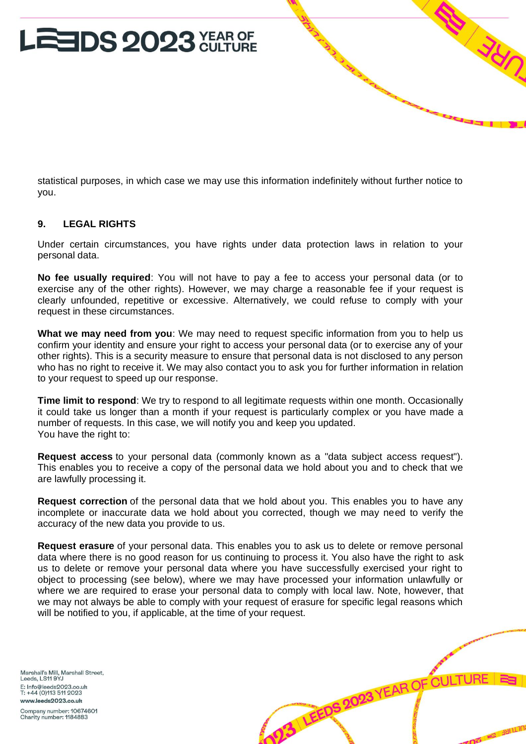statistical purposes, in which case we may use this information indefinitely without further notice to you.

## 9. LEGAL RIGHTS

Under certain circumstances, you have rights under data protection laws in relation to your personal data.

**No fee usually required**: You will not have to pay a fee to access your personal data (or to exercise any of the other rights). However, we may charge a reasonable fee if your request is clearly unfounded, repetitive or excessive. Alternatively, we could refuse to comply with your request in these circumstances.

**What we may need from you**: We may need to request specific information from you to help us confirm your identity and ensure your right to access your personal data (or to exercise any of your other rights). This is a security measure to ensure that personal data is not disclosed to any person who has no right to receive it. We may also contact you to ask you for further information in relation to your request to speed up our response.

**Time limit to respond**: We try to respond to all legitimate requests within one month. Occasionally it could take us longer than a month if your request is particularly complex or you have made a number of requests. In this case, we will notify you and keep you updated.
You have the right to:

**Request access** to your personal data (commonly known as a "data subject access request"). This enables you to receive a copy of the personal data we hold about you and to check that we are lawfully processing it.

**Request correction** of the personal data that we hold about you. This enables you to have any incomplete or inaccurate data we hold about you corrected, though we may need to verify the accuracy of the new data you provide to us.

**Request erasure** of your personal data. This enables you to ask us to delete or remove personal data where there is no good reason for us continuing to process it. You also have the right to ask us to delete or remove your personal data where you have successfully exercised your right to object to processing (see below), where we may have processed your information unlawfully or where we are required to erase your personal data to comply with local law. Note, however, that we may not always be able to comply with your request of erasure for specific legal reasons which will be notified to you, if applicable, at the time of your request.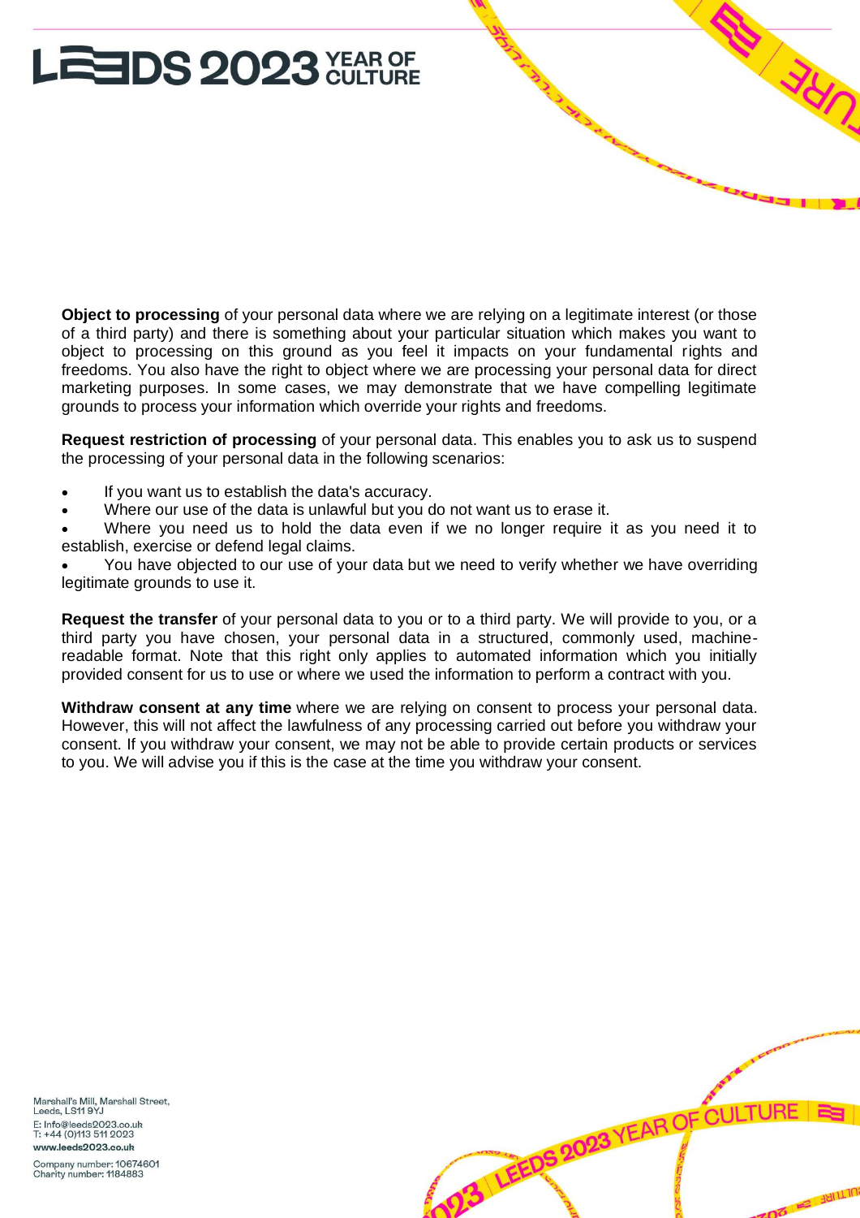**Object to processing** of your personal data where we are relying on a legitimate interest (or those of a third party) and there is something about your particular situation which makes you want to object to processing on this ground as you feel it impacts on your fundamental rights and freedoms. You also have the right to object where we are processing your personal data for direct marketing purposes. In some cases, we may demonstrate that we have compelling legitimate grounds to process your information which override your rights and freedoms.

**Request restriction of processing** of your personal data. This enables you to ask us to suspend the processing of your personal data in the following scenarios:

- If you want us to establish the data's accuracy.
- Where our use of the data is unlawful but you do not want us to erase it.
- Where you need us to hold the data even if we no longer require it as you need it to establish, exercise or defend legal claims.
- You have objected to our use of your data but we need to verify whether we have overriding legitimate grounds to use it.

**Request the transfer** of your personal data to you or to a third party. We will provide to you, or a third party you have chosen, your personal data in a structured, commonly used, machine-readable format. Note that this right only applies to automated information which you initially provided consent for us to use or where we used the information to perform a contract with you.

**Withdraw consent at any time** where we are relying on consent to process your personal data. However, this will not affect the lawfulness of any processing carried out before you withdraw your consent. If you withdraw your consent, we may not be able to provide certain products or services to you. We will advise you if this is the case at the time you withdraw your consent.